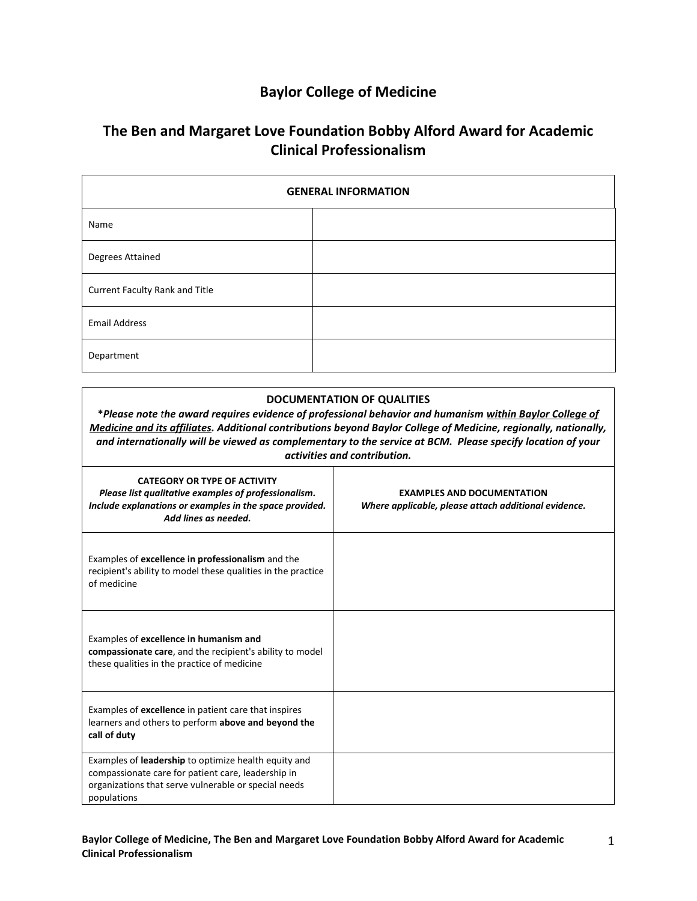# Baylor College of Medicine

## The Ben and Margaret Love Foundation Bobby Alford Award for Academic Clinical Professionalism

| GENERAL INFORMATION | |
|---|---|
| Name | |
| Degrees Attained | |
| Current Faculty Rank and Title | |
| Email Address | |
| Department | |

**DOCUMENTATION OF QUALITIES**

***Please note the award requires evidence of professional behavior and humanism <u>within Baylor College of Medicine and its affiliates</u>. Additional contributions beyond Baylor College of Medicine, regionally, nationally, and internationally will be viewed as complementary to the service at BCM. Please specify location of your activities and contribution.***

| **CATEGORY OR TYPE OF ACTIVITY** *Please list qualitative examples of professionalism. Include explanations or examples in the space provided. Add lines as needed.* | **EXAMPLES AND DOCUMENTATION** *Where applicable, please attach additional evidence.* |
|---|---|
| Examples of **excellence in professionalism** and the recipient's ability to model these qualities in the practice of medicine | |
| Examples of **excellence in humanism and compassionate care**, and the recipient's ability to model these qualities in the practice of medicine | |
| Examples of **excellence** in patient care that inspires learners and others to perform **above and beyond the call of duty** | |
| Examples of **leadership** to optimize health equity and compassionate care for patient care, leadership in organizations that serve vulnerable or special needs populations | |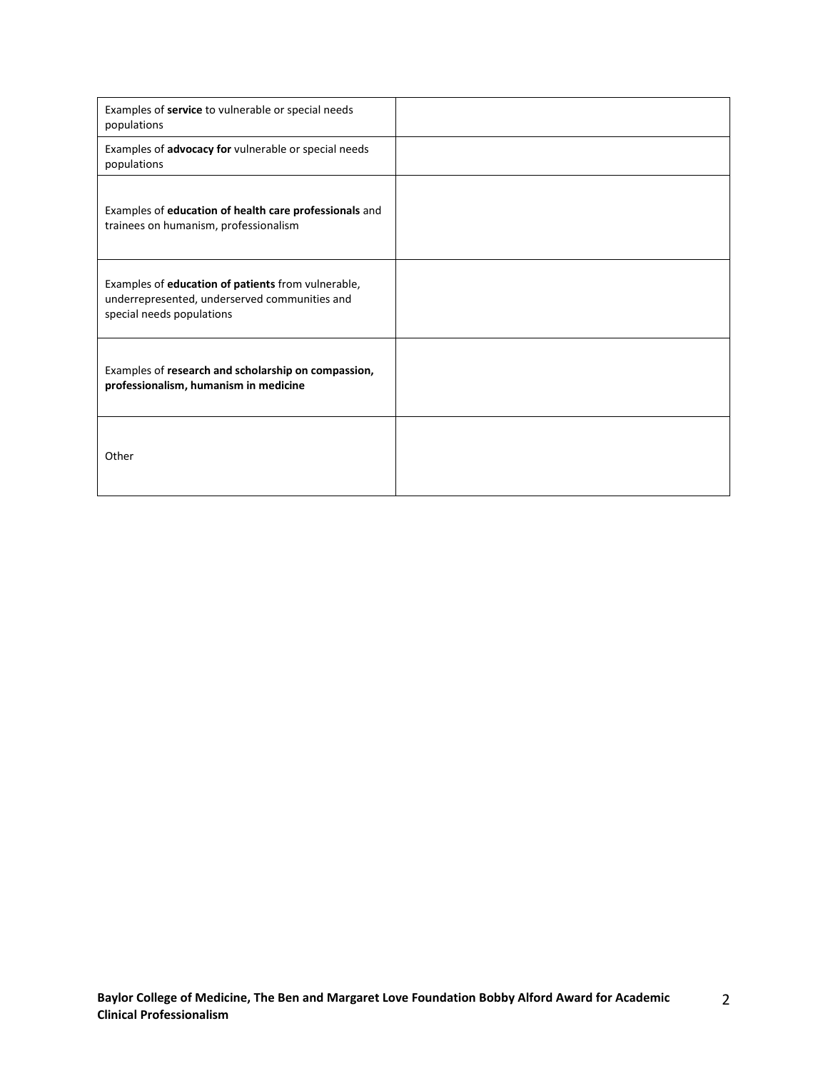| | |
|---|---|
| Examples of **service** to vulnerable or special needs populations | |
| Examples of **advocacy for** vulnerable or special needs populations | |
| Examples of **education of health care professionals** and trainees on humanism, professionalism | |
| Examples of **education of patients** from vulnerable, underrepresented, underserved communities and special needs populations | |
| Examples of **research and scholarship on compassion, professionalism, humanism in medicine** | |
| Other | |